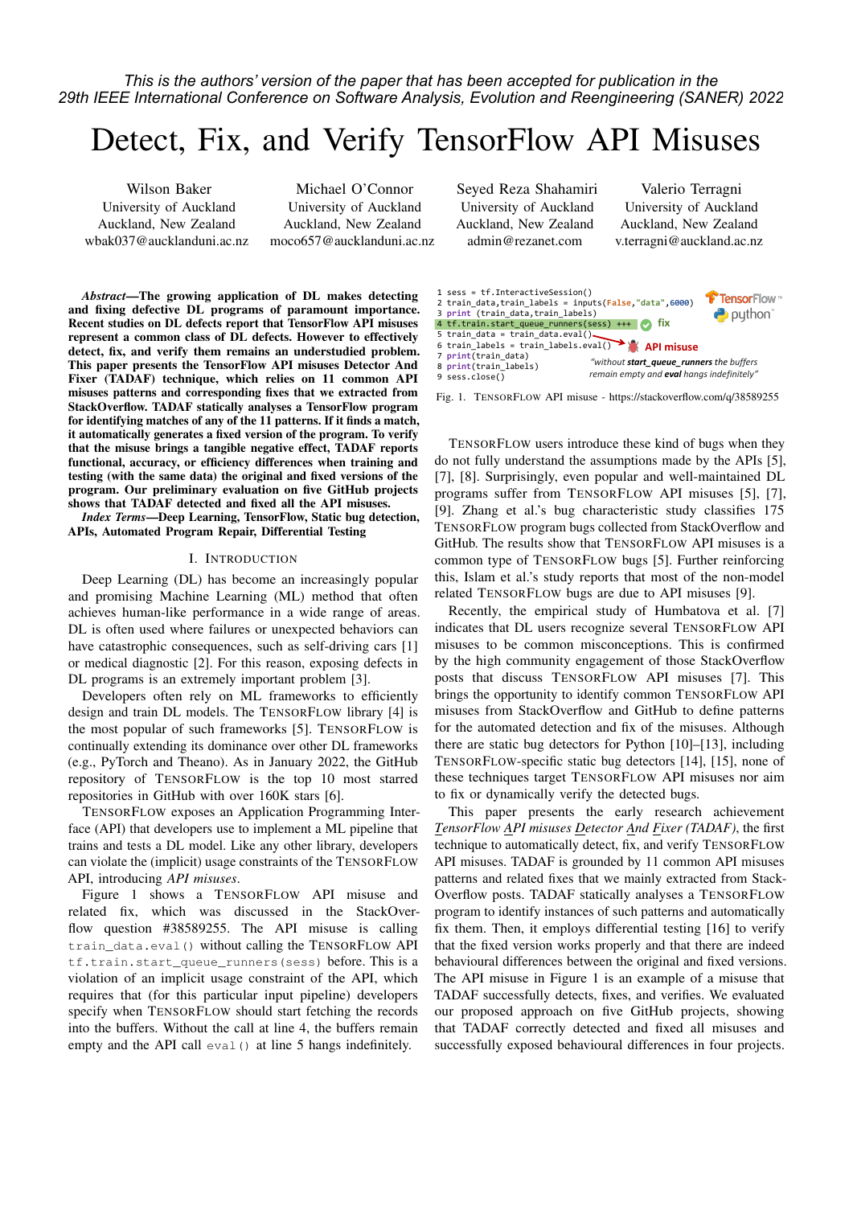*This is the authors' version of the paper that has been accepted for publication in the 29th IEEE International Conference on Software Analysis, Evolution and Reengineering (SANER) 2022*

# Detect, Fix, and Verify TensorFlow API Misuses

Wilson Baker
University of Auckland
Auckland, New Zealand
wbak037@aucklanduni.ac.nz

Michael O'Connor
University of Auckland
Auckland, New Zealand
moco657@aucklanduni.ac.nz

Seyed Reza Shahamiri
University of Auckland
Auckland, New Zealand
admin@rezanet.com

Valerio Terragni
University of Auckland
Auckland, New Zealand
v.terragni@auckland.ac.nz

***Abstract*—The growing application of DL makes detecting and fixing defective DL programs of paramount importance. Recent studies on DL defects report that TensorFlow API misuses represent a common class of DL defects. However to effectively detect, fix, and verify them remains an understudied problem. This paper presents the TensorFlow API misuses Detector And Fixer (TADAF) technique, which relies on 11 common API misuses patterns and corresponding fixes that we extracted from StackOverflow. TADAF statically analyses a TensorFlow program for identifying matches of any of the 11 patterns. If it finds a match, it automatically generates a fixed version of the program. To verify that the misuse brings a tangible negative effect, TADAF reports functional, accuracy, or efficiency differences when training and testing (with the same data) the original and fixed versions of the program. Our preliminary evaluation on five GitHub projects shows that TADAF detected and fixed all the API misuses.**

***Index Terms*—Deep Learning, TensorFlow, Static bug detection, APIs, Automated Program Repair, Differential Testing**

## I. Introduction

Deep Learning (DL) has become an increasingly popular and promising Machine Learning (ML) method that often achieves human-like performance in a wide range of areas. DL is often used where failures or unexpected behaviors can have catastrophic consequences, such as self-driving cars [1] or medical diagnostic [2]. For this reason, exposing defects in DL programs is an extremely important problem [3].

Developers often rely on ML frameworks to efficiently design and train DL models. The TensorFlow library [4] is the most popular of such frameworks [5]. TensorFlow is continually extending its dominance over other DL frameworks (e.g., PyTorch and Theano). As in January 2022, the GitHub repository of TensorFlow is the top 10 most starred repositories in GitHub with over 160K stars [6].

TensorFlow exposes an Application Programming Interface (API) that developers use to implement a ML pipeline that trains and tests a DL model. Like any other library, developers can violate the (implicit) usage constraints of the TensorFlow API, introducing *API misuses*.

Figure 1 shows a TensorFlow API misuse and related fix, which was discussed in the StackOverflow question #38589255. The API misuse is calling `train_data.eval()` without calling the TensorFlow API `tf.train.start_queue_runners(sess)` before. This is a violation of an implicit usage constraint of the API, which requires that (for this particular input pipeline) developers specify when TensorFlow should start fetching the records into the buffers. Without the call at line 4, the buffers remain empty and the API call `eval()` at line 5 hangs indefinitely.

```
1 sess = tf.InteractiveSession()
2 train_data,train_labels = inputs(False,"data",6000)
3 print (train_data,train_labels)
4 tf.train.start_queue_runners(sess) +++        fix
5 train_data = train_data.eval()
6 train_labels = train_labels.eval()            API misuse
7 print(train_data)
8 print(train_labels)
9 sess.close()
```

*"without **start_queue_runners** the buffers remain empty and **eval** hangs indefinitely"*

Fig. 1. TensorFlow API misuse - https://stackoverflow.com/q/38589255

TensorFlow users introduce these kind of bugs when they do not fully understand the assumptions made by the APIs [5], [7], [8]. Surprisingly, even popular and well-maintained DL programs suffer from TensorFlow API misuses [5], [7], [9]. Zhang et al.'s bug characteristic study classifies 175 TensorFlow program bugs collected from StackOverflow and GitHub. The results show that TensorFlow API misuses is a common type of TensorFlow bugs [5]. Further reinforcing this, Islam et al.'s study reports that most of the non-model related TensorFlow bugs are due to API misuses [9].

Recently, the empirical study of Humbatova et al. [7] indicates that DL users recognize several TensorFlow API misuses to be common misconceptions. This is confirmed by the high community engagement of those StackOverflow posts that discuss TensorFlow API misuses [7]. This brings the opportunity to identify common TensorFlow API misuses from StackOverflow and GitHub to define patterns for the automated detection and fix of the misuses. Although there are static bug detectors for Python [10]–[13], including TensorFlow-specific static bug detectors [14], [15], none of these techniques target TensorFlow API misuses nor aim to fix or dynamically verify the detected bugs.

This paper presents the early research achievement *TensorFlow API misuses Detector And Fixer (TADAF)*, the first technique to automatically detect, fix, and verify TensorFlow API misuses. TADAF is grounded by 11 common API misuses patterns and related fixes that we mainly extracted from StackOverflow posts. TADAF statically analyses a TensorFlow program to identify instances of such patterns and automatically fix them. Then, it employs differential testing [16] to verify that the fixed version works properly and that there are indeed behavioural differences between the original and fixed versions. The API misuse in Figure 1 is an example of a misuse that TADAF successfully detects, fixes, and verifies. We evaluated our proposed approach on five GitHub projects, showing that TADAF correctly detected and fixed all misuses and successfully exposed behavioural differences in four projects.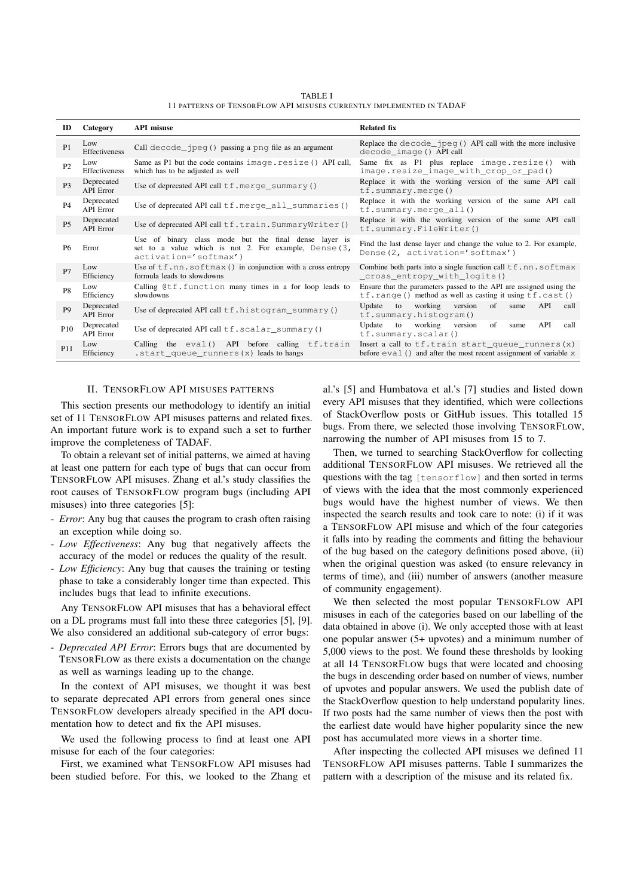TABLE I
11 PATTERNS OF TENSORFLOW API MISUSES CURRENTLY IMPLEMENTED IN TADAF

| ID | Category | API misuse | Related fix |
|---|---|---|---|
| P1 | Low Effectiveness | Call `decode_jpeg()` passing a `png` file as an argument | Replace the `decode_jpeg()` API call with the more inclusive `decode_image()` API call |
| P2 | Low Effectiveness | Same as P1 but the code contains `image.resize()` API call, which has to be adjusted as well | Same fix as P1 plus replace `image.resize()` with `image.resize_image_with_crop_or_pad()` |
| P3 | Deprecated API Error | Use of deprecated API call `tf.merge_summary()` | Replace it with the working version of the same API call `tf.summary.merge()` |
| P4 | Deprecated API Error | Use of deprecated API call `tf.merge_all_summaries()` | Replace it with the working version of the same API call `tf.summary.merge_all()` |
| P5 | Deprecated API Error | Use of deprecated API call `tf.train.SummaryWriter()` | Replace it with the working version of the same API call `tf.summary.FileWriter()` |
| P6 | Error | Use of binary class mode but the final dense layer is set to a value which is not 2. For example, `Dense(3, activation='softmax')` | Find the last dense layer and change the value to 2. For example, `Dense(2, activation='softmax')` |
| P7 | Low Efficiency | Use of `tf.nn.softmax()` in conjunction with a cross entropy formula leads to slowdowns | Combine both parts into a single function call `tf.nn.softmax_cross_entropy_with_logits()` |
| P8 | Low Efficiency | Calling `@tf.function` many times in a for loop leads to slowdowns | Ensure that the parameters passed to the API are assigned using the `tf.range()` method as well as casting it using `tf.cast()` |
| P9 | Deprecated API Error | Use of deprecated API call `tf.histogram_summary()` | Update to working version of same API call `tf.summary.histogram()` |
| P10 | Deprecated API Error | Use of deprecated API call `tf.scalar_summary()` | Update to working version of same API call `tf.summary.scalar()` |
| P11 | Low Efficiency | Calling the `eval()` API before calling `tf.train.start_queue_runners(x)` leads to hangs | Insert a call to `tf.train start_queue_runners(x)` before `eval()` and after the most recent assignment of variable `x` |

## II. TENSORFLOW API MISUSES PATTERNS

This section presents our methodology to identify an initial set of 11 TENSORFLOW API misuses patterns and related fixes. An important future work is to expand such a set to further improve the completeness of TADAF.

To obtain a relevant set of initial patterns, we aimed at having at least one pattern for each type of bugs that can occur from TENSORFLOW API misuses. Zhang et al.'s study classifies the root causes of TENSORFLOW program bugs (including API misuses) into three categories [5]:

- *Error*: Any bug that causes the program to crash often raising an exception while doing so.
- *Low Effectiveness*: Any bug that negatively affects the accuracy of the model or reduces the quality of the result.
- *Low Efficiency*: Any bug that causes the training or testing phase to take a considerably longer time than expected. This includes bugs that lead to infinite executions.

Any TENSORFLOW API misuses that has a behavioral effect on a DL programs must fall into these three categories [5], [9]. We also considered an additional sub-category of error bugs:

- *Deprecated API Error*: Errors bugs that are documented by TENSORFLOW as there exists a documentation on the change as well as warnings leading up to the change.

In the context of API misuses, we thought it was best to separate deprecated API errors from general ones since TENSORFLOW developers already specified in the API documentation how to detect and fix the API misuses.

We used the following process to find at least one API misuse for each of the four categories:

First, we examined what TENSORFLOW API misuses had been studied before. For this, we looked to the Zhang et al.'s [5] and Humbatova et al.'s [7] studies and listed down every API misuses that they identified, which were collections of StackOverflow posts or GitHub issues. This totalled 15 bugs. From there, we selected those involving TENSORFLOW, narrowing the number of API misuses from 15 to 7.

Then, we turned to searching StackOverflow for collecting additional TENSORFLOW API misuses. We retrieved all the questions with the tag `[tensorflow]` and then sorted in terms of views with the idea that the most commonly experienced bugs would have the highest number of views. We then inspected the search results and took care to note: (i) if it was a TENSORFLOW API misuse and which of the four categories it falls into by reading the comments and fitting the behaviour of the bug based on the category definitions posed above, (ii) when the original question was asked (to ensure relevancy in terms of time), and (iii) number of answers (another measure of community engagement).

We then selected the most popular TENSORFLOW API misuses in each of the categories based on our labelling of the data obtained in above (i). We only accepted those with at least one popular answer (5+ upvotes) and a minimum number of 5,000 views to the post. We found these thresholds by looking at all 14 TENSORFLOW bugs that were located and choosing the bugs in descending order based on number of views, number of upvotes and popular answers. We used the publish date of the StackOverflow question to help understand popularity lines. If two posts had the same number of views then the post with the earliest date would have higher popularity since the new post has accumulated more views in a shorter time.

After inspecting the collected API misuses we defined 11 TENSORFLOW API misuses patterns. Table I summarizes the pattern with a description of the misuse and its related fix.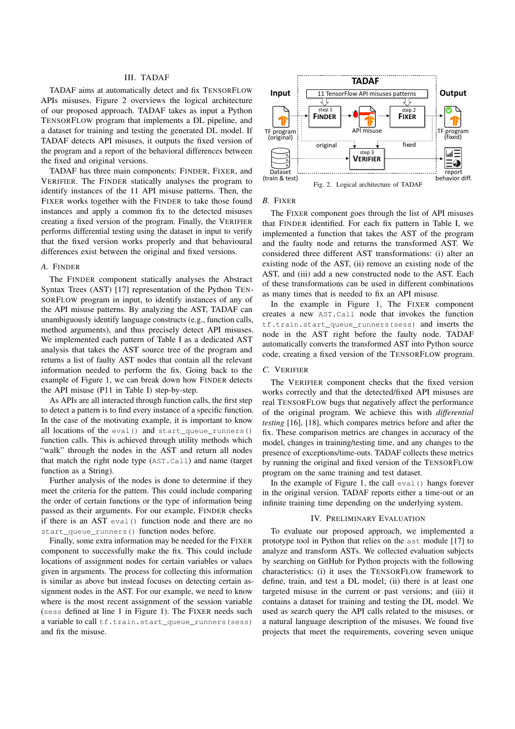## III. TADAF

TADAF aims at automatically detect and fix TENSORFLOW APIs misuses. Figure 2 overviews the logical architecture of our proposed approach. TADAF takes as input a Python TENSORFLOW program that implements a DL pipeline, and a dataset for training and testing the generated DL model. If TADAF detects API misuses, it outputs the fixed version of the program and a report of the behavioral differences between the fixed and original versions.

TADAF has three main components: FINDER, FIXER, and VERIFIER. The FINDER statically analyses the program to identify instances of the 11 API misuse patterns. Then, the FIXER works together with the FINDER to take those found instances and apply a common fix to the detected misuses creating a fixed version of the program. Finally, the VERIFIER performs differential testing using the dataset in input to verify that the fixed version works properly and that behavioural differences exist between the original and fixed versions.

### A. FINDER

The FINDER component statically analyses the Abstract Syntax Trees (AST) [17] representation of the Python TENSORFLOW program in input, to identify instances of any of the API misuse patterns. By analyzing the AST, TADAF can unambiguously identify language constructs (e.g., function calls, method arguments), and thus precisely detect API misuses. We implemented each pattern of Table I as a dedicated AST analysis that takes the AST source tree of the program and returns a list of faulty AST nodes that contain all the relevant information needed to perform the fix. Going back to the example of Figure 1, we can break down how FINDER detects the API misuse (P11 in Table I) step-by-step.

As APIs are all interacted through function calls, the first step to detect a pattern is to find every instance of a specific function. In the case of the motivating example, it is important to know all locations of the `eval()` and `start_queue_runners()` function calls. This is achieved through utility methods which "walk" through the nodes in the AST and return all nodes that match the right node type (`AST.Call`) and name (target function as a String).

Further analysis of the nodes is done to determine if they meet the criteria for the pattern. This could include comparing the order of certain functions or the type of information being passed as their arguments. For our example, FINDER checks if there is an AST `eval()` function node and there are no `start_queue_runners()` function nodes before.

Finally, some extra information may be needed for the FIXER component to successfully make the fix. This could include locations of assignment nodes for certain variables or values given in arguments. The process for collecting this information is similar as above but instead focuses on detecting certain assignment nodes in the AST. For our example, we need to know where is the most recent assignment of the session variable (`sess` defined at line 1 in Figure 1). The FIXER needs such a variable to call `tf.train.start_queue_runners(sess)` and fix the misuse.

Fig. 2. Logical architecture of TADAF

### B. FIXER

The FIXER component goes through the list of API misuses that FINDER identified. For each fix pattern in Table I, we implemented a function that takes the AST of the program and the faulty node and returns the transformed AST. We considered three different AST transformations: (i) alter an existing node of the AST, (ii) remove an existing node of the AST, and (iii) add a new constructed node to the AST. Each of these transformations can be used in different combinations as many times that is needed to fix an API misuse.

In the example in Figure 1, The FIXER component creates a new `AST.Call` node that invokes the function `tf.train.start_queue_runners(sess)` and inserts the node in the AST right before the faulty node. TADAF automatically converts the transformed AST into Python source code, creating a fixed version of the TENSORFLOW program.

### C. VERIFIER

The VERIFIER component checks that the fixed version works correctly and that the detected/fixed API misuses are real TENSORFLOW bugs that negatively affect the performance of the original program. We achieve this with *differential testing* [16], [18], which compares metrics before and after the fix. These comparison metrics are changes in accuracy of the model, changes in training/testing time, and any changes to the presence of exceptions/time-outs. TADAF collects these metrics by running the original and fixed version of the TENSORFLOW program on the same training and test dataset.

In the example of Figure 1, the call `eval()` hangs forever in the original version. TADAF reports either a time-out or an infinite training time depending on the underlying system.

## IV. PRELIMINARY EVALUATION

To evaluate our proposed approach, we implemented a prototype tool in Python that relies on the `ast` module [17] to analyze and transform ASTs. We collected evaluation subjects by searching on GitHub for Python projects with the following characteristics: (i) it uses the TENSORFLOW framework to define, train, and test a DL model; (ii) there is at least one targeted misuse in the current or past versions; and (iii) it contains a dataset for training and testing the DL model. We used as search query the API calls related to the misuses, or a natural language description of the misuses. We found five projects that meet the requirements, covering seven unique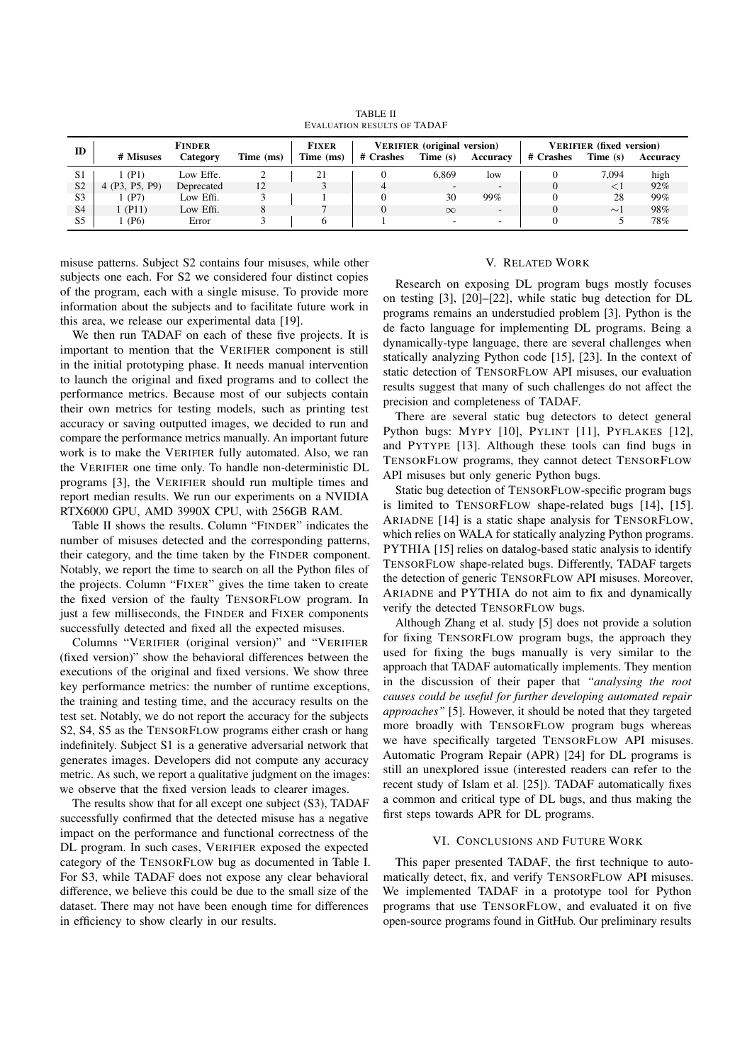TABLE II
EVALUATION RESULTS OF TADAF

| ID | FINDER | | | FIXER | VERIFIER (original version) | | | VERIFIER (fixed version) | | |
|---|---|---|---|---|---|---|---|---|---|---|
| | # Misuses | Category | Time (ms) | Time (ms) | # Crashes | Time (s) | Accuracy | # Crashes | Time (s) | Accuracy |
| S1 | 1 (P1) | Low Effe. | 2 | 21 | 0 | 6,869 | low | 0 | 7,094 | high |
| S2 | 4 (P3, P5, P9) | Deprecated | 12 | 3 | 4 | - | - | 0 | $<1$ | 92% |
| S3 | 1 (P7) | Low Effi. | 3 | 1 | 0 | 30 | 99% | 0 | 28 | 99% |
| S4 | 1 (P11) | Low Effi. | 8 | 7 | 0 | $\infty$ | - | 0 | $\sim 1$ | 98% |
| S5 | 1 (P6) | Error | 3 | 6 | 1 | - | - | 0 | 5 | 78% |

misuse patterns. Subject S2 contains four misuses, while other subjects one each. For S2 we considered four distinct copies of the program, each with a single misuse. To provide more information about the subjects and to facilitate future work in this area, we release our experimental data [19].

We then run TADAF on each of these five projects. It is important to mention that the VERIFIER component is still in the initial prototyping phase. It needs manual intervention to launch the original and fixed programs and to collect the performance metrics. Because most of our subjects contain their own metrics for testing models, such as printing test accuracy or saving outputted images, we decided to run and compare the performance metrics manually. An important future work is to make the VERIFIER fully automated. Also, we ran the VERIFIER one time only. To handle non-deterministic DL programs [3], the VERIFIER should run multiple times and report median results. We run our experiments on a NVIDIA RTX6000 GPU, AMD 3990X CPU, with 256GB RAM.

Table II shows the results. Column "FINDER" indicates the number of misuses detected and the corresponding patterns, their category, and the time taken by the FINDER component. Notably, we report the time to search on all the Python files of the projects. Column "FIXER" gives the time taken to create the fixed version of the faulty TENSORFLOW program. In just a few milliseconds, the FINDER and FIXER components successfully detected and fixed all the expected misuses.

Columns "VERIFIER (original version)" and "VERIFIER (fixed version)" show the behavioral differences between the executions of the original and fixed versions. We show three key performance metrics: the number of runtime exceptions, the training and testing time, and the accuracy results on the test set. Notably, we do not report the accuracy for the subjects S2, S4, S5 as the TENSORFLOW programs either crash or hang indefinitely. Subject S1 is a generative adversarial network that generates images. Developers did not compute any accuracy metric. As such, we report a qualitative judgment on the images: we observe that the fixed version leads to clearer images.

The results show that for all except one subject (S3), TADAF successfully confirmed that the detected misuse has a negative impact on the performance and functional correctness of the DL program. In such cases, VERIFIER exposed the expected category of the TENSORFLOW bug as documented in Table I. For S3, while TADAF does not expose any clear behavioral difference, we believe this could be due to the small size of the dataset. There may not have been enough time for differences in efficiency to show clearly in our results.

## V. RELATED WORK

Research on exposing DL program bugs mostly focuses on testing [3], [20]–[22], while static bug detection for DL programs remains an understudied problem [3]. Python is the de facto language for implementing DL programs. Being a dynamically-type language, there are several challenges when statically analyzing Python code [15], [23]. In the context of static detection of TENSORFLOW API misuses, our evaluation results suggest that many of such challenges do not affect the precision and completeness of TADAF.

There are several static bug detectors to detect general Python bugs: MYPY [10], PYLINT [11], PYFLAKES [12], and PYTYPE [13]. Although these tools can find bugs in TENSORFLOW programs, they cannot detect TENSORFLOW API misuses but only generic Python bugs.

Static bug detection of TENSORFLOW-specific program bugs is limited to TENSORFLOW shape-related bugs [14], [15]. ARIADNE [14] is a static shape analysis for TENSORFLOW, which relies on WALA for statically analyzing Python programs. PYTHIA [15] relies on datalog-based static analysis to identify TENSORFLOW shape-related bugs. Differently, TADAF targets the detection of generic TENSORFLOW API misuses. Moreover, ARIADNE and PYTHIA do not aim to fix and dynamically verify the detected TENSORFLOW bugs.

Although Zhang et al. study [5] does not provide a solution for fixing TENSORFLOW program bugs, the approach they used for fixing the bugs manually is very similar to the approach that TADAF automatically implements. They mention in the discussion of their paper that *"analysing the root causes could be useful for further developing automated repair approaches"* [5]. However, it should be noted that they targeted more broadly with TENSORFLOW program bugs whereas we have specifically targeted TENSORFLOW API misuses. Automatic Program Repair (APR) [24] for DL programs is still an unexplored issue (interested readers can refer to the recent study of Islam et al. [25]). TADAF automatically fixes a common and critical type of DL bugs, and thus making the first steps towards APR for DL programs.

## VI. CONCLUSIONS AND FUTURE WORK

This paper presented TADAF, the first technique to automatically detect, fix, and verify TENSORFLOW API misuses. We implemented TADAF in a prototype tool for Python programs that use TENSORFLOW, and evaluated it on five open-source programs found in GitHub. Our preliminary results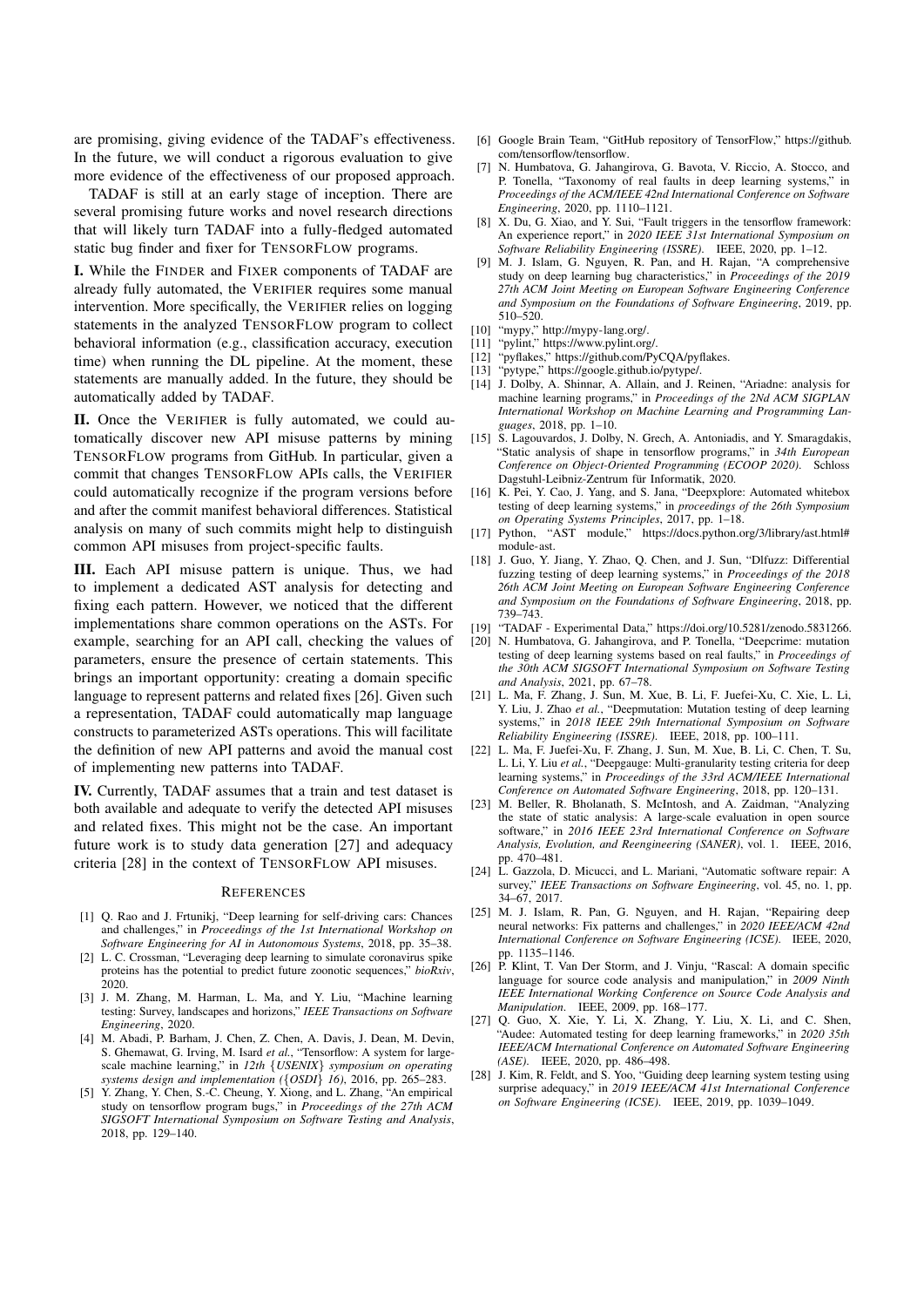are promising, giving evidence of the TADAF's effectiveness. In the future, we will conduct a rigorous evaluation to give more evidence of the effectiveness of our proposed approach.

TADAF is still at an early stage of inception. There are several promising future works and novel research directions that will likely turn TADAF into a fully-fledged automated static bug finder and fixer for TensorFlow programs.

**I.** While the Finder and Fixer components of TADAF are already fully automated, the Verifier requires some manual intervention. More specifically, the Verifier relies on logging statements in the analyzed TensorFlow program to collect behavioral information (e.g., classification accuracy, execution time) when running the DL pipeline. At the moment, these statements are manually added. In the future, they should be automatically added by TADAF.

**II.** Once the Verifier is fully automated, we could automatically discover new API misuse patterns by mining TensorFlow programs from GitHub. In particular, given a commit that changes TensorFlow APIs calls, the Verifier could automatically recognize if the program versions before and after the commit manifest behavioral differences. Statistical analysis on many of such commits might help to distinguish common API misuses from project-specific faults.

**III.** Each API misuse pattern is unique. Thus, we had to implement a dedicated AST analysis for detecting and fixing each pattern. However, we noticed that the different implementations share common operations on the ASTs. For example, searching for an API call, checking the values of parameters, ensure the presence of certain statements. This brings an important opportunity: creating a domain specific language to represent patterns and related fixes [26]. Given such a representation, TADAF could automatically map language constructs to parameterized ASTs operations. This will facilitate the definition of new API patterns and avoid the manual cost of implementing new patterns into TADAF.

**IV.** Currently, TADAF assumes that a train and test dataset is both available and adequate to verify the detected API misuses and related fixes. This might not be the case. An important future work is to study data generation [27] and adequacy criteria [28] in the context of TensorFlow API misuses.

## References

[1] Q. Rao and J. Frtunikj, "Deep learning for self-driving cars: Chances and challenges," in *Proceedings of the 1st International Workshop on Software Engineering for AI in Autonomous Systems*, 2018, pp. 35–38.

[2] L. C. Crossman, "Leveraging deep learning to simulate coronavirus spike proteins has the potential to predict future zoonotic sequences," *bioRxiv*, 2020.

[3] J. M. Zhang, M. Harman, L. Ma, and Y. Liu, "Machine learning testing: Survey, landscapes and horizons," *IEEE Transactions on Software Engineering*, 2020.

[4] M. Abadi, P. Barham, J. Chen, Z. Chen, A. Davis, J. Dean, M. Devin, S. Ghemawat, G. Irving, M. Isard *et al.*, "Tensorflow: A system for large-scale machine learning," in *12th {USENIX} symposium on operating systems design and implementation ({OSDI} 16)*, 2016, pp. 265–283.

[5] Y. Zhang, Y. Chen, S.-C. Cheung, Y. Xiong, and L. Zhang, "An empirical study on tensorflow program bugs," in *Proceedings of the 27th ACM SIGSOFT International Symposium on Software Testing and Analysis*, 2018, pp. 129–140.

[6] Google Brain Team, "GitHub repository of TensorFlow," https://github.com/tensorflow/tensorflow.

[7] N. Humbatova, G. Jahangirova, G. Bavota, V. Riccio, A. Stocco, and P. Tonella, "Taxonomy of real faults in deep learning systems," in *Proceedings of the ACM/IEEE 42nd International Conference on Software Engineering*, 2020, pp. 1110–1121.

[8] X. Du, G. Xiao, and Y. Sui, "Fault triggers in the tensorflow framework: An experience report," in *2020 IEEE 31st International Symposium on Software Reliability Engineering (ISSRE)*. IEEE, 2020, pp. 1–12.

[9] M. J. Islam, G. Nguyen, R. Pan, and H. Rajan, "A comprehensive study on deep learning bug characteristics," in *Proceedings of the 2019 27th ACM Joint Meeting on European Software Engineering Conference and Symposium on the Foundations of Software Engineering*, 2019, pp. 510–520.

[10] "mypy," http://mypy-lang.org/.

[11] "pylint," https://www.pylint.org/.

[12] "pyflakes," https://github.com/PyCQA/pyflakes.

[13] "pytype," https://google.github.io/pytype/.

[14] J. Dolby, A. Shinnar, A. Allain, and J. Reinen, "Ariadne: analysis for machine learning programs," in *Proceedings of the 2Nd ACM SIGPLAN International Workshop on Machine Learning and Programming Languages*, 2018, pp. 1–10.

[15] S. Lagouvardos, J. Dolby, N. Grech, A. Antoniadis, and Y. Smaragdakis, "Static analysis of shape in tensorflow programs," in *34th European Conference on Object-Oriented Programming (ECOOP 2020)*. Schloss Dagstuhl-Leibniz-Zentrum für Informatik, 2020.

[16] K. Pei, Y. Cao, J. Yang, and S. Jana, "Deepxplore: Automated whitebox testing of deep learning systems," in *proceedings of the 26th Symposium on Operating Systems Principles*, 2017, pp. 1–18.

[17] Python, "AST module," https://docs.python.org/3/library/ast.html#module-ast.

[18] J. Guo, Y. Jiang, Y. Zhao, Q. Chen, and J. Sun, "Dlfuzz: Differential fuzzing testing of deep learning systems," in *Proceedings of the 2018 26th ACM Joint Meeting on European Software Engineering Conference and Symposium on the Foundations of Software Engineering*, 2018, pp. 739–743.

[19] "TADAF - Experimental Data," https://doi.org/10.5281/zenodo.5831266.

[20] N. Humbatova, G. Jahangirova, and P. Tonella, "Deepcrime: mutation testing of deep learning systems based on real faults," in *Proceedings of the 30th ACM SIGSOFT International Symposium on Software Testing and Analysis*, 2021, pp. 67–78.

[21] L. Ma, F. Zhang, J. Sun, M. Xue, B. Li, F. Juefei-Xu, C. Xie, L. Li, Y. Liu, J. Zhao *et al.*, "Deepmutation: Mutation testing of deep learning systems," in *2018 IEEE 29th International Symposium on Software Reliability Engineering (ISSRE)*. IEEE, 2018, pp. 100–111.

[22] L. Ma, F. Juefei-Xu, F. Zhang, J. Sun, M. Xue, B. Li, C. Chen, T. Su, L. Li, Y. Liu *et al.*, "Deepgauge: Multi-granularity testing criteria for deep learning systems," in *Proceedings of the 33rd ACM/IEEE International Conference on Automated Software Engineering*, 2018, pp. 120–131.

[23] M. Beller, R. Bholanath, S. McIntosh, and A. Zaidman, "Analyzing the state of static analysis: A large-scale evaluation in open source software," in *2016 IEEE 23rd International Conference on Software Analysis, Evolution, and Reengineering (SANER)*, vol. 1. IEEE, 2016, pp. 470–481.

[24] L. Gazzola, D. Micucci, and L. Mariani, "Automatic software repair: A survey," *IEEE Transactions on Software Engineering*, vol. 45, no. 1, pp. 34–67, 2017.

[25] M. J. Islam, R. Pan, G. Nguyen, and H. Rajan, "Repairing deep neural networks: Fix patterns and challenges," in *2020 IEEE/ACM 42nd International Conference on Software Engineering (ICSE)*. IEEE, 2020, pp. 1135–1146.

[26] P. Klint, T. Van Der Storm, and J. Vinju, "Rascal: A domain specific language for source code analysis and manipulation," in *2009 Ninth IEEE International Working Conference on Source Code Analysis and Manipulation*. IEEE, 2009, pp. 168–177.

[27] Q. Guo, X. Xie, Y. Li, X. Zhang, Y. Liu, X. Li, and C. Shen, "Audee: Automated testing for deep learning frameworks," in *2020 35th IEEE/ACM International Conference on Automated Software Engineering (ASE)*. IEEE, 2020, pp. 486–498.

[28] J. Kim, R. Feldt, and S. Yoo, "Guiding deep learning system testing using surprise adequacy," in *2019 IEEE/ACM 41st International Conference on Software Engineering (ICSE)*. IEEE, 2019, pp. 1039–1049.